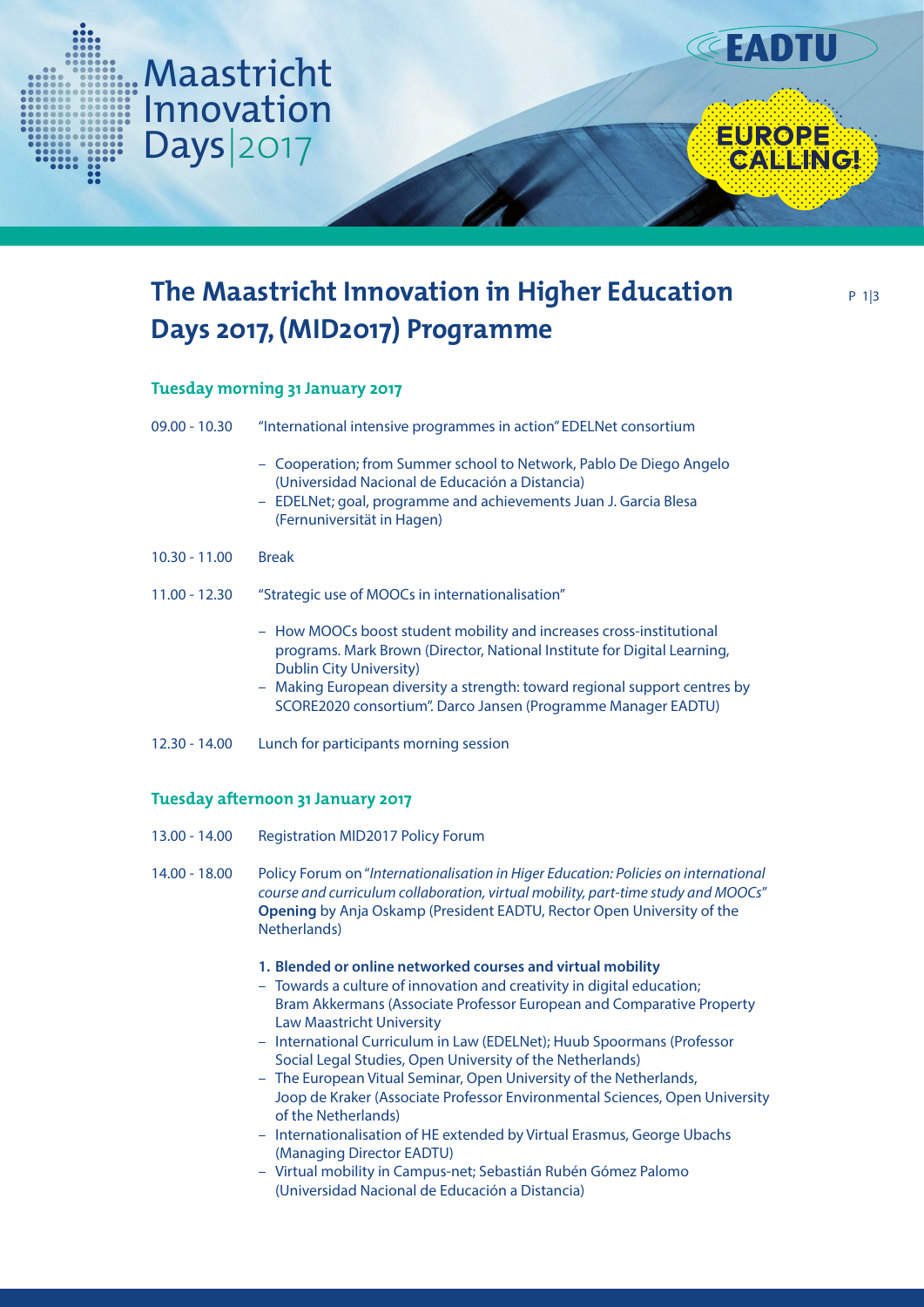Maastricht Innovation Days | 2017

EADTU

EUROPE CALLING!

# The Maastricht Innovation in Higher Education Days 2017, (MID2017) Programme

### Tuesday morning 31 January 2017

09.00 - 10.30 "International intensive programmes in action" EDELNet consortium

- Cooperation; from Summer school to Network, Pablo De Diego Angelo (Universidad Nacional de Educación a Distancia)
- EDELNet; goal, programme and achievements Juan J. Garcia Blesa (Fernuniversität in Hagen)

10.30 - 11.00 Break

11.00 - 12.30 "Strategic use of MOOCs in internationalisation"

- How MOOCs boost student mobility and increases cross-institutional programs. Mark Brown (Director, National Institute for Digital Learning, Dublin City University)
- Making European diversity a strength: toward regional support centres by SCORE2020 consortium". Darco Jansen (Programme Manager EADTU)

12.30 - 14.00 Lunch for participants morning session

### Tuesday afternoon 31 January 2017

13.00 - 14.00 Registration MID2017 Policy Forum

14.00 - 18.00 Policy Forum on "*Internationalisation in Higer Education: Policies on international course and curriculum collaboration, virtual mobility, part-time study and MOOCs*" **Opening** by Anja Oskamp (President EADTU, Rector Open University of the Netherlands)

**1. Blended or online networked courses and virtual mobility**

- Towards a culture of innovation and creativity in digital education; Bram Akkermans (Associate Professor European and Comparative Property Law Maastricht University
- International Curriculum in Law (EDELNet); Huub Spoormans (Professor Social Legal Studies, Open University of the Netherlands)
- The European Vitual Seminar, Open University of the Netherlands, Joop de Kraker (Associate Professor Environmental Sciences, Open University of the Netherlands)
- Internationalisation of HE extended by Virtual Erasmus, George Ubachs (Managing Director EADTU)
- Virtual mobility in Campus-net; Sebastián Rubén Gómez Palomo (Universidad Nacional de Educación a Distancia)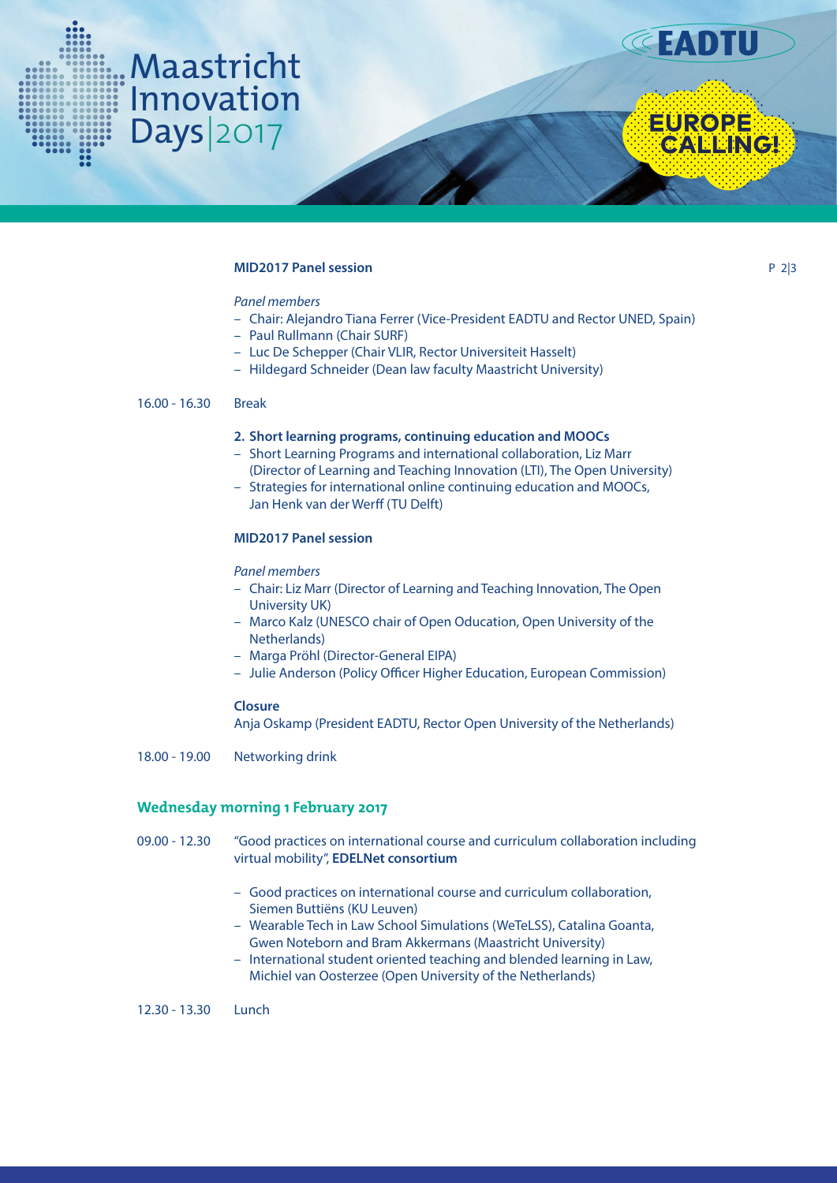**MID2017 Panel session**

*Panel members*

- Chair: Alejandro Tiana Ferrer (Vice-President EADTU and Rector UNED, Spain)
- Paul Rullmann (Chair SURF)
- Luc De Schepper (Chair VLIR, Rector Universiteit Hasselt)
- Hildegard Schneider (Dean law faculty Maastricht University)

16.00 - 16.30 Break

**2. Short learning programs, continuing education and MOOCs**

- Short Learning Programs and international collaboration, Liz Marr (Director of Learning and Teaching Innovation (LTI), The Open University)
- Strategies for international online continuing education and MOOCs, Jan Henk van der Werff (TU Delft)

**MID2017 Panel session**

*Panel members*

- Chair: Liz Marr (Director of Learning and Teaching Innovation, The Open University UK)
- Marco Kalz (UNESCO chair of Open Oducation, Open University of the Netherlands)
- Marga Pröhl (Director-General EIPA)
- Julie Anderson (Policy Officer Higher Education, European Commission)

**Closure**

Anja Oskamp (President EADTU, Rector Open University of the Netherlands)

18.00 - 19.00 Networking drink

## Wednesday morning 1 February 2017

09.00 - 12.30 "Good practices on international course and curriculum collaboration including virtual mobility", **EDELNet consortium**

- Good practices on international course and curriculum collaboration, Siemen Buttiëns (KU Leuven)
- Wearable Tech in Law School Simulations (WeTeLSS), Catalina Goanta, Gwen Noteborn and Bram Akkermans (Maastricht University)
- International student oriented teaching and blended learning in Law, Michiel van Oosterzee (Open University of the Netherlands)

12.30 - 13.30 Lunch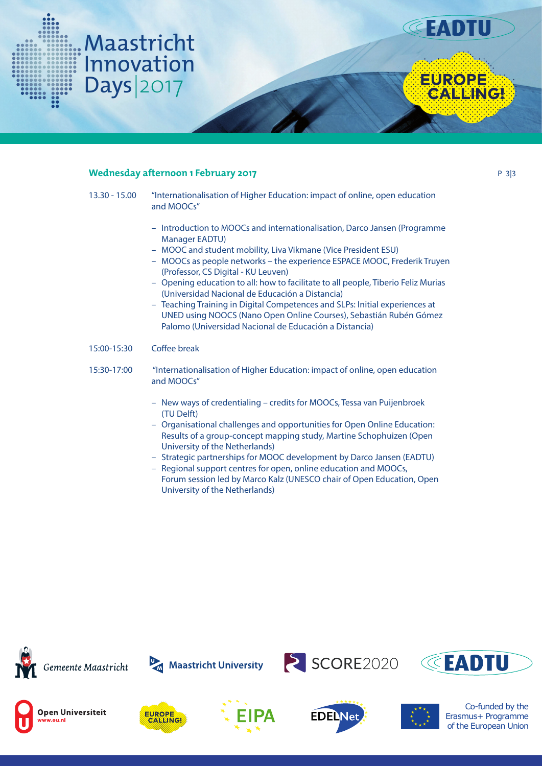## Wednesday afternoon 1 February 2017

13.30 - 15.00 "Internationalisation of Higher Education: impact of online, open education and MOOCs"

- Introduction to MOOCs and internationalisation, Darco Jansen (Programme Manager EADTU)
- MOOC and student mobility, Liva Vikmane (Vice President ESU)
- MOOCs as people networks – the experience ESPACE MOOC, Frederik Truyen (Professor, CS Digital - KU Leuven)
- Opening education to all: how to facilitate to all people, Tiberio Feliz Murias (Universidad Nacional de Educación a Distancia)
- Teaching Training in Digital Competences and SLPs: Initial experiences at UNED using NOOCS (Nano Open Online Courses), Sebastián Rubén Gómez Palomo (Universidad Nacional de Educación a Distancia)

15:00-15:30 Coffee break

15:30-17:00 "Internationalisation of Higher Education: impact of online, open education and MOOCs"

- New ways of credentialing – credits for MOOCs, Tessa van Puijenbroek (TU Delft)
- Organisational challenges and opportunities for Open Online Education: Results of a group-concept mapping study, Martine Schophuizen (Open University of the Netherlands)
- Strategic partnerships for MOOC development by Darco Jansen (EADTU)
- Regional support centres for open, online education and MOOCs, Forum session led by Marco Kalz (UNESCO chair of Open Education, Open University of the Netherlands)

Co-funded by the Erasmus+ Programme of the European Union